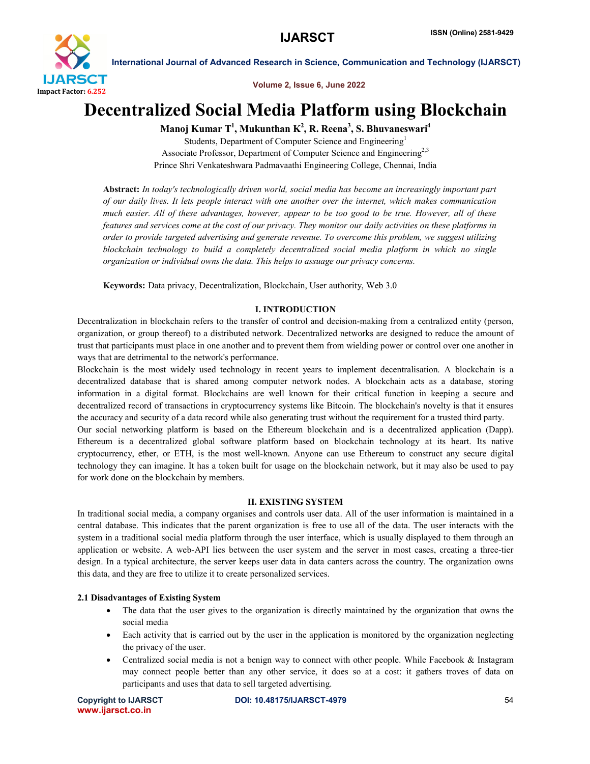# Decentralized Social Media Platform using Blockchain

**Manoj Kumar T[1], Mukunthan K[2], R. Reena[3], S. Bhuvaneswari[4]**

Students, Department of Computer Science and Engineering[1]

Associate Professor, Department of Computer Science and Engineering[2,3]

Prince Shri Venkateshwara Padmavaathi Engineering College, Chennai, India

**Abstract:** *In today's technologically driven world, social media has become an increasingly important part of our daily lives. It lets people interact with one another over the internet, which makes communication much easier. All of these advantages, however, appear to be too good to be true. However, all of these features and services come at the cost of our privacy. They monitor our daily activities on these platforms in order to provide targeted advertising and generate revenue. To overcome this problem, we suggest utilizing blockchain technology to build a completely decentralized social media platform in which no single organization or individual owns the data. This helps to assuage our privacy concerns.*

**Keywords:** Data privacy, Decentralization, Blockchain, User authority, Web 3.0

## I. INTRODUCTION

Decentralization in blockchain refers to the transfer of control and decision-making from a centralized entity (person, organization, or group thereof) to a distributed network. Decentralized networks are designed to reduce the amount of trust that participants must place in one another and to prevent them from wielding power or control over one another in ways that are detrimental to the network's performance.

Blockchain is the most widely used technology in recent years to implement decentralisation. A blockchain is a decentralized database that is shared among computer network nodes. A blockchain acts as a database, storing information in a digital format. Blockchains are well known for their critical function in keeping a secure and decentralized record of transactions in cryptocurrency systems like Bitcoin. The blockchain's novelty is that it ensures the accuracy and security of a data record while also generating trust without the requirement for a trusted third party.

Our social networking platform is based on the Ethereum blockchain and is a decentralized application (Dapp). Ethereum is a decentralized global software platform based on blockchain technology at its heart. Its native cryptocurrency, ether, or ETH, is the most well-known. Anyone can use Ethereum to construct any secure digital technology they can imagine. It has a token built for usage on the blockchain network, but it may also be used to pay for work done on the blockchain by members.

## II. EXISTING SYSTEM

In traditional social media, a company organises and controls user data. All of the user information is maintained in a central database. This indicates that the parent organization is free to use all of the data. The user interacts with the system in a traditional social media platform through the user interface, which is usually displayed to them through an application or website. A web-API lies between the user system and the server in most cases, creating a three-tier design. In a typical architecture, the server keeps user data in data canters across the country. The organization owns this data, and they are free to utilize it to create personalized services.

### 2.1 Disadvantages of Existing System

- The data that the user gives to the organization is directly maintained by the organization that owns the social media
- Each activity that is carried out by the user in the application is monitored by the organization neglecting the privacy of the user.
- Centralized social media is not a benign way to connect with other people. While Facebook & Instagram may connect people better than any other service, it does so at a cost: it gathers troves of data on participants and uses that data to sell targeted advertising.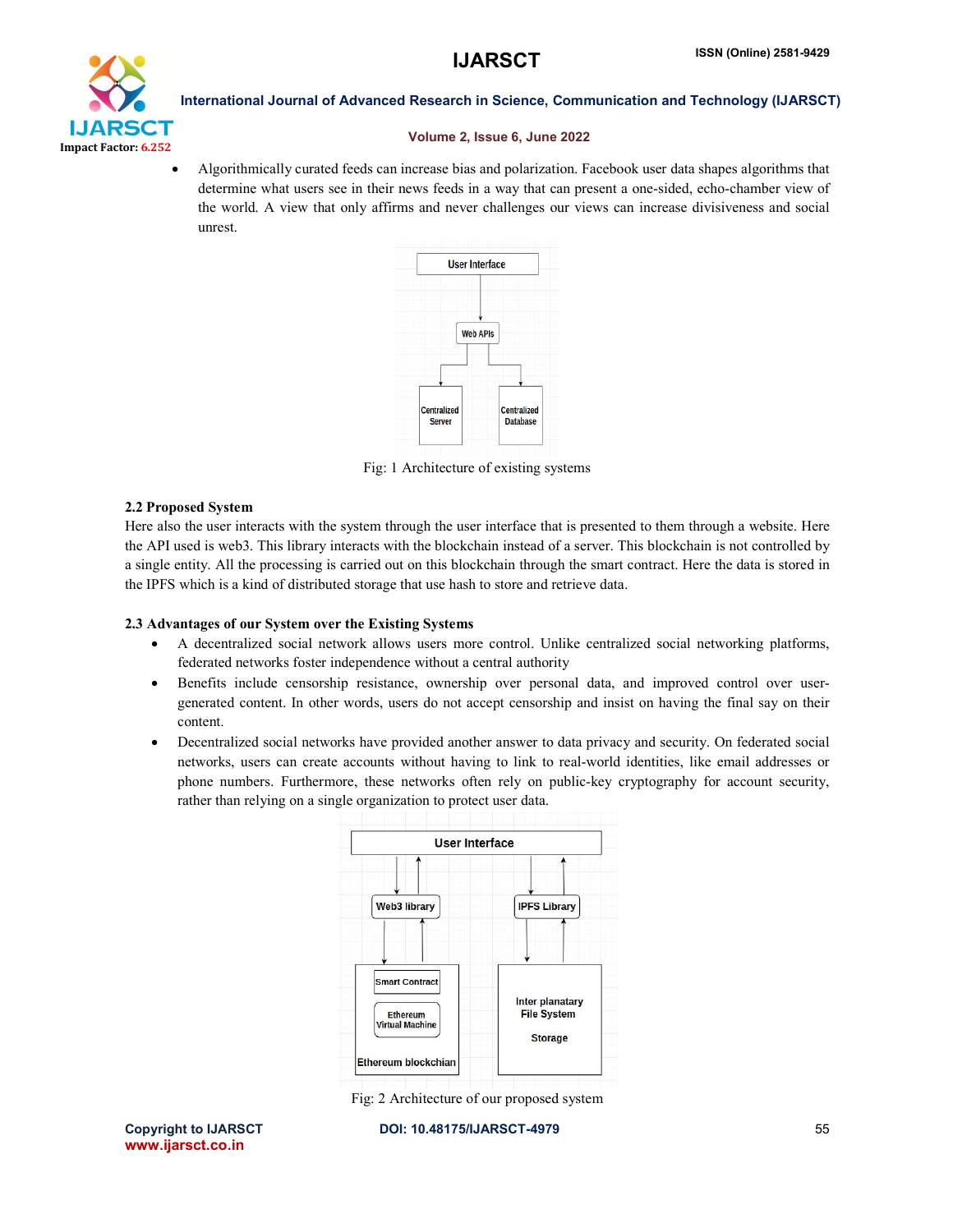- Algorithmically curated feeds can increase bias and polarization. Facebook user data shapes algorithms that determine what users see in their news feeds in a way that can present a one-sided, echo-chamber view of the world. A view that only affirms and never challenges our views can increase divisiveness and social unrest.

Fig: 1 Architecture of existing systems

### 2.2 Proposed System

Here also the user interacts with the system through the user interface that is presented to them through a website. Here the API used is web3. This library interacts with the blockchain instead of a server. This blockchain is not controlled by a single entity. All the processing is carried out on this blockchain through the smart contract. Here the data is stored in the IPFS which is a kind of distributed storage that use hash to store and retrieve data.

### 2.3 Advantages of our System over the Existing Systems

- A decentralized social network allows users more control. Unlike centralized social networking platforms, federated networks foster independence without a central authority
- Benefits include censorship resistance, ownership over personal data, and improved control over user-generated content. In other words, users do not accept censorship and insist on having the final say on their content.
- Decentralized social networks have provided another answer to data privacy and security. On federated social networks, users can create accounts without having to link to real-world identities, like email addresses or phone numbers. Furthermore, these networks often rely on public-key cryptography for account security, rather than relying on a single organization to protect user data.

Fig: 2 Architecture of our proposed system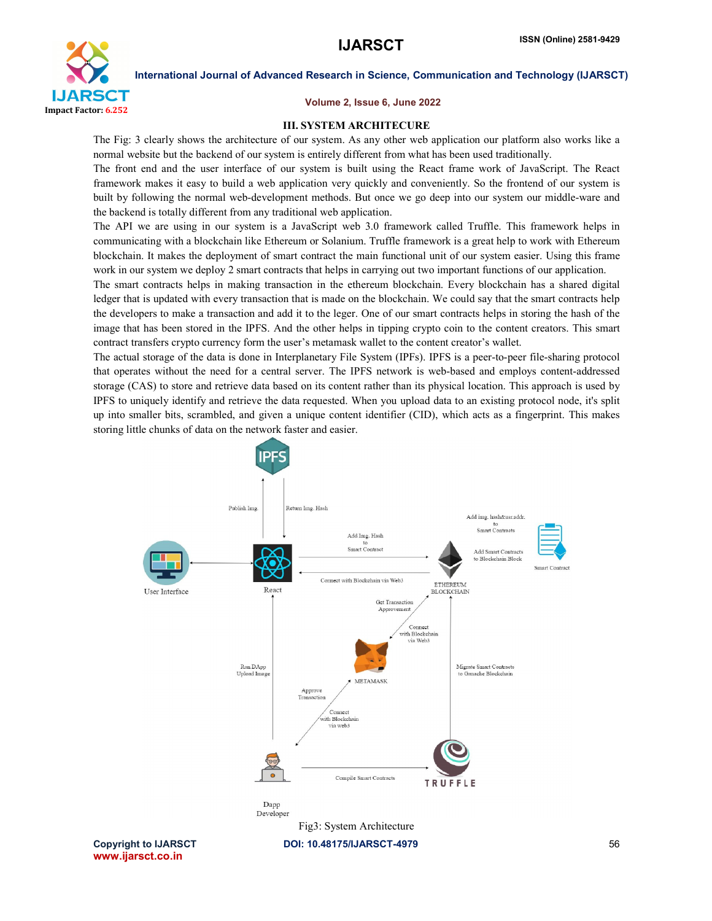## III. SYSTEM ARCHITECTURE

The Fig: 3 clearly shows the architecture of our system. As any other web application our platform also works like a normal website but the backend of our system is entirely different from what has been used traditionally.

The front end and the user interface of our system is built using the React frame work of JavaScript. The React framework makes it easy to build a web application very quickly and conveniently. So the frontend of our system is built by following the normal web-development methods. But once we go deep into our system our middle-ware and the backend is totally different from any traditional web application.

The API we are using in our system is a JavaScript web 3.0 framework called Truffle. This framework helps in communicating with a blockchain like Ethereum or Solanium. Truffle framework is a great help to work with Ethereum blockchain. It makes the deployment of smart contract the main functional unit of our system easier. Using this frame work in our system we deploy 2 smart contracts that helps in carrying out two important functions of our application.

The smart contracts helps in making transaction in the ethereum blockchain. Every blockchain has a shared digital ledger that is updated with every transaction that is made on the blockchain. We could say that the smart contracts help the developers to make a transaction and add it to the leger. One of our smart contracts helps in storing the hash of the image that has been stored in the IPFS. And the other helps in tipping crypto coin to the content creators. This smart contract transfers crypto currency form the user's metamask wallet to the content creator's wallet.

The actual storage of the data is done in Interplanetary File System (IPFs). IPFS is a peer-to-peer file-sharing protocol that operates without the need for a central server. The IPFS network is web-based and employs content-addressed storage (CAS) to store and retrieve data based on its content rather than its physical location. This approach is used by IPFS to uniquely identify and retrieve the data requested. When you upload data to an existing protocol node, it's split up into smaller bits, scrambled, and given a unique content identifier (CID), which acts as a fingerprint. This makes storing little chunks of data on the network faster and easier.

Fig3: System Architecture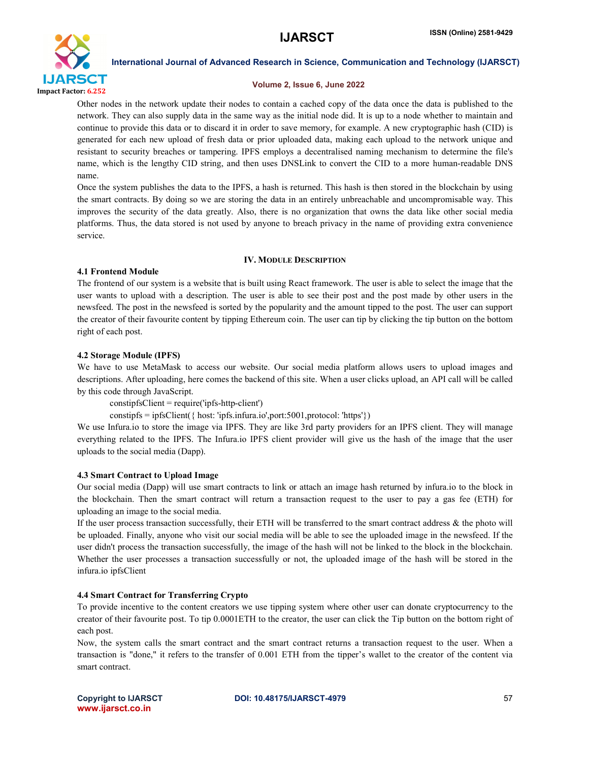Other nodes in the network update their nodes to contain a cached copy of the data once the data is published to the network. They can also supply data in the same way as the initial node did. It is up to a node whether to maintain and continue to provide this data or to discard it in order to save memory, for example. A new cryptographic hash (CID) is generated for each new upload of fresh data or prior uploaded data, making each upload to the network unique and resistant to security breaches or tampering. IPFS employs a decentralised naming mechanism to determine the file's name, which is the lengthy CID string, and then uses DNSLink to convert the CID to a more human-readable DNS name.

Once the system publishes the data to the IPFS, a hash is returned. This hash is then stored in the blockchain by using the smart contracts. By doing so we are storing the data in an entirely unbreachable and uncompromisable way. This improves the security of the data greatly. Also, there is no organization that owns the data like other social media platforms. Thus, the data stored is not used by anyone to breach privacy in the name of providing extra convenience service.

## IV. Module Description

### 4.1 Frontend Module

The frontend of our system is a website that is built using React framework. The user is able to select the image that the user wants to upload with a description. The user is able to see their post and the post made by other users in the newsfeed. The post in the newsfeed is sorted by the popularity and the amount tipped to the post. The user can support the creator of their favourite content by tipping Ethereum coin. The user can tip by clicking the tip button on the bottom right of each post.

### 4.2 Storage Module (IPFS)

We have to use MetaMask to access our website. Our social media platform allows users to upload images and descriptions. After uploading, here comes the backend of this site. When a user clicks upload, an API call will be called by this code through JavaScript.

```
constipfsClient = require('ipfs-http-client')
constipfs = ipfsClient({ host: 'ipfs.infura.io',port:5001,protocol: 'https'})
```

We use Infura.io to store the image via IPFS. They are like 3rd party providers for an IPFS client. They will manage everything related to the IPFS. The Infura.io IPFS client provider will give us the hash of the image that the user uploads to the social media (Dapp).

### 4.3 Smart Contract to Upload Image

Our social media (Dapp) will use smart contracts to link or attach an image hash returned by infura.io to the block in the blockchain. Then the smart contract will return a transaction request to the user to pay a gas fee (ETH) for uploading an image to the social media.

If the user process transaction successfully, their ETH will be transferred to the smart contract address & the photo will be uploaded. Finally, anyone who visit our social media will be able to see the uploaded image in the newsfeed. If the user didn't process the transaction successfully, the image of the hash will not be linked to the block in the blockchain. Whether the user processes a transaction successfully or not, the uploaded image of the hash will be stored in the infura.io ipfsClient

### 4.4 Smart Contract for Transferring Crypto

To provide incentive to the content creators we use tipping system where other user can donate cryptocurrency to the creator of their favourite post. To tip 0.0001ETH to the creator, the user can click the Tip button on the bottom right of each post.

Now, the system calls the smart contract and the smart contract returns a transaction request to the user. When a transaction is "done," it refers to the transfer of 0.001 ETH from the tipper's wallet to the creator of the content via smart contract.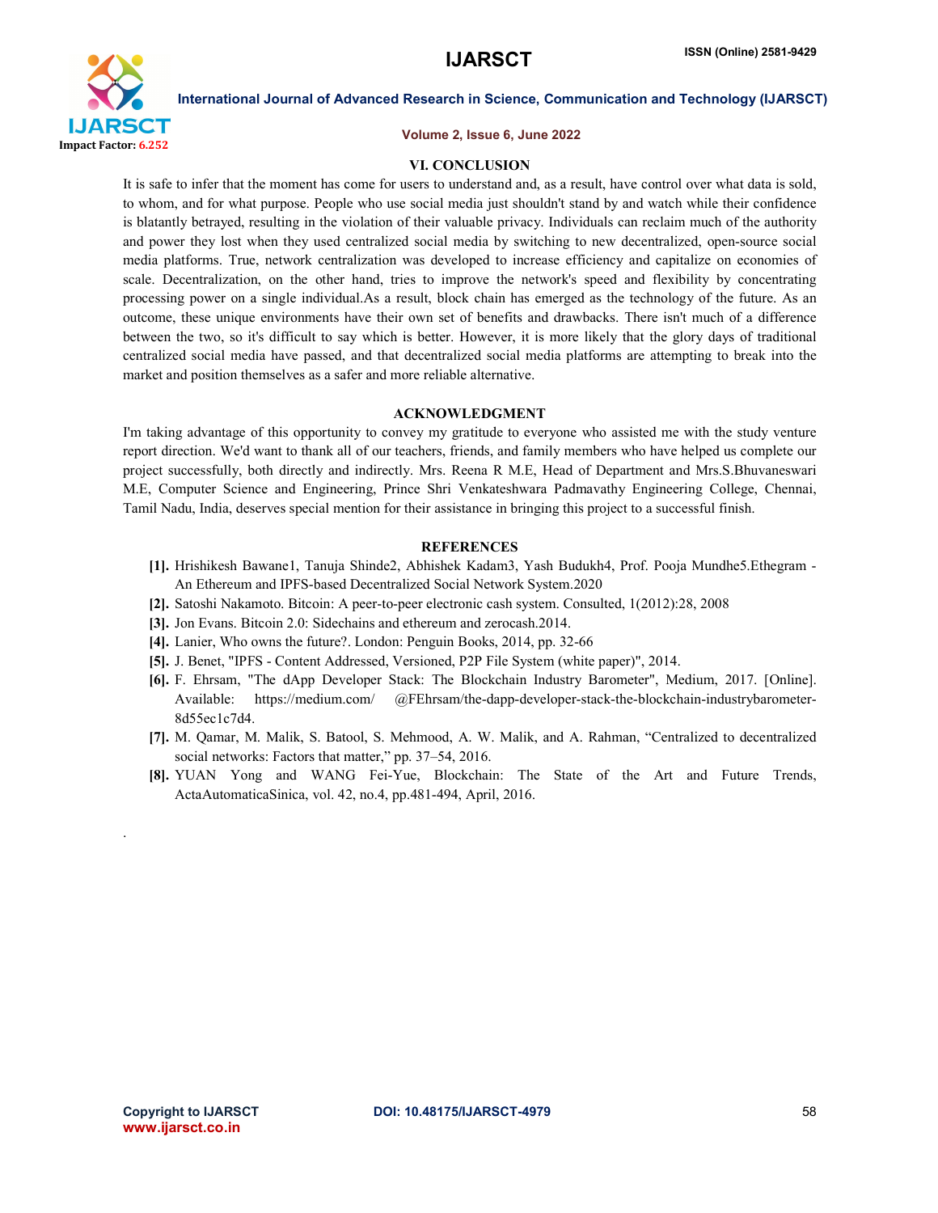## VI. CONCLUSION

It is safe to infer that the moment has come for users to understand and, as a result, have control over what data is sold, to whom, and for what purpose. People who use social media just shouldn't stand by and watch while their confidence is blatantly betrayed, resulting in the violation of their valuable privacy. Individuals can reclaim much of the authority and power they lost when they used centralized social media by switching to new decentralized, open-source social media platforms. True, network centralization was developed to increase efficiency and capitalize on economies of scale. Decentralization, on the other hand, tries to improve the network's speed and flexibility by concentrating processing power on a single individual.As a result, block chain has emerged as the technology of the future. As an outcome, these unique environments have their own set of benefits and drawbacks. There isn't much of a difference between the two, so it's difficult to say which is better. However, it is more likely that the glory days of traditional centralized social media have passed, and that decentralized social media platforms are attempting to break into the market and position themselves as a safer and more reliable alternative.

## ACKNOWLEDGMENT

I'm taking advantage of this opportunity to convey my gratitude to everyone who assisted me with the study venture report direction. We'd want to thank all of our teachers, friends, and family members who have helped us complete our project successfully, both directly and indirectly. Mrs. Reena R M.E, Head of Department and Mrs.S.Bhuvaneswari M.E, Computer Science and Engineering, Prince Shri Venkateshwara Padmavathy Engineering College, Chennai, Tamil Nadu, India, deserves special mention for their assistance in bringing this project to a successful finish.

## REFERENCES

**[1].** Hrishikesh Bawane1, Tanuja Shinde2, Abhishek Kadam3, Yash Budukh4, Prof. Pooja Mundhe5.Ethegram - An Ethereum and IPFS-based Decentralized Social Network System.2020

**[2].** Satoshi Nakamoto. Bitcoin: A peer-to-peer electronic cash system. Consulted, 1(2012):28, 2008

**[3].** Jon Evans. Bitcoin 2.0: Sidechains and ethereum and zerocash.2014.

**[4].** Lanier, Who owns the future?. London: Penguin Books, 2014, pp. 32-66

**[5].** J. Benet, "IPFS - Content Addressed, Versioned, P2P File System (white paper)", 2014.

**[6].** F. Ehrsam, "The dApp Developer Stack: The Blockchain Industry Barometer", Medium, 2017. [Online]. Available: https://medium.com/ @FEhrsam/the-dapp-developer-stack-the-blockchain-industrybarometer-8d55ec1c7d4.

**[7].** M. Qamar, M. Malik, S. Batool, S. Mehmood, A. W. Malik, and A. Rahman, "Centralized to decentralized social networks: Factors that matter," pp. 37–54, 2016.

**[8].** YUAN Yong and WANG Fei-Yue, Blockchain: The State of the Art and Future Trends, ActaAutomaticaSinica, vol. 42, no.4, pp.481-494, April, 2016.